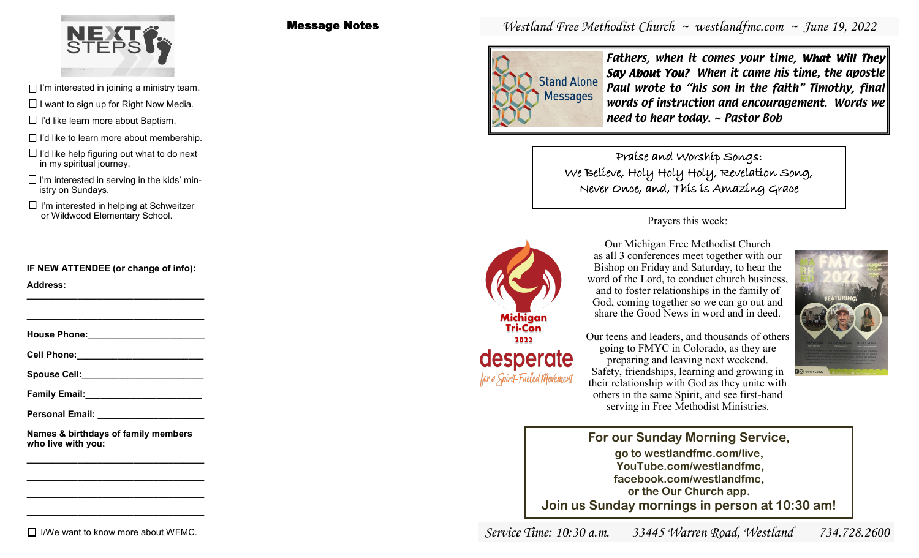# NEXT STEPS

- ☐ I'm interested in joining a ministry team.
- ☐ I want to sign up for Right Now Media.
- ☐ I'd like learn more about Baptism.
- ☐ I'd like to learn more about membership.
- ☐ I'd like help figuring out what to do next in my spiritual journey.
- ☐ I'm interested in serving in the kids' ministry on Sundays.
- ☐ I'm interested in helping at Schweitzer or Wildwood Elementary School.

**IF NEW ATTENDEE (or change of info):**

**Address:**

___________________________________

___________________________________

**House Phone:**_______________________

**Cell Phone:**_________________________

**Spouse Cell:**________________________

**Family Email:**_______________________

**Personal Email:** ______________________

**Names & birthdays of family members who live with you:**

___________________________________

___________________________________

___________________________________

___________________________________

☐ I/We want to know more about WFMC.

## Message Notes

*Westland Free Methodist Church ~ westlandfmc.com ~ June 19, 2022*

Stand Alone Messages

***Fathers, when it comes your time, What Will They Say About You? When it came his time, the apostle Paul wrote to "his son in the faith" Timothy, final words of instruction and encouragement. Words we need to hear today. ~ Pastor Bob***

Praise and Worship Songs:
We Believe, Holy Holy Holy, Revelation Song, Never Once, and, This is Amazing Grace

Prayers this week:

Michigan Tri-Con 2022 — desperate for a Spirit-Fueled Movement

Our Michigan Free Methodist Church as all 3 conferences meet together with our Bishop on Friday and Saturday, to hear the word of the Lord, to conduct church business, and to foster relationships in the family of God, coming together so we can go out and share the Good News in word and in deed.

Our teens and leaders, and thousands of others going to FMYC in Colorado, as they are preparing and leaving next weekend. Safety, friendships, learning and growing in their relationship with God as they unite with others in the same Spirit, and see first-hand serving in Free Methodist Ministries.

**For our Sunday Morning Service,**
**go to westlandfmc.com/live,**
**YouTube.com/westlandfmc,**
**facebook.com/westlandfmc,**
**or the Our Church app.**
**Join us Sunday mornings in person at 10:30 am!**

*Service Time: 10:30 a.m. 33445 Warren Road, Westland 734.728.2600*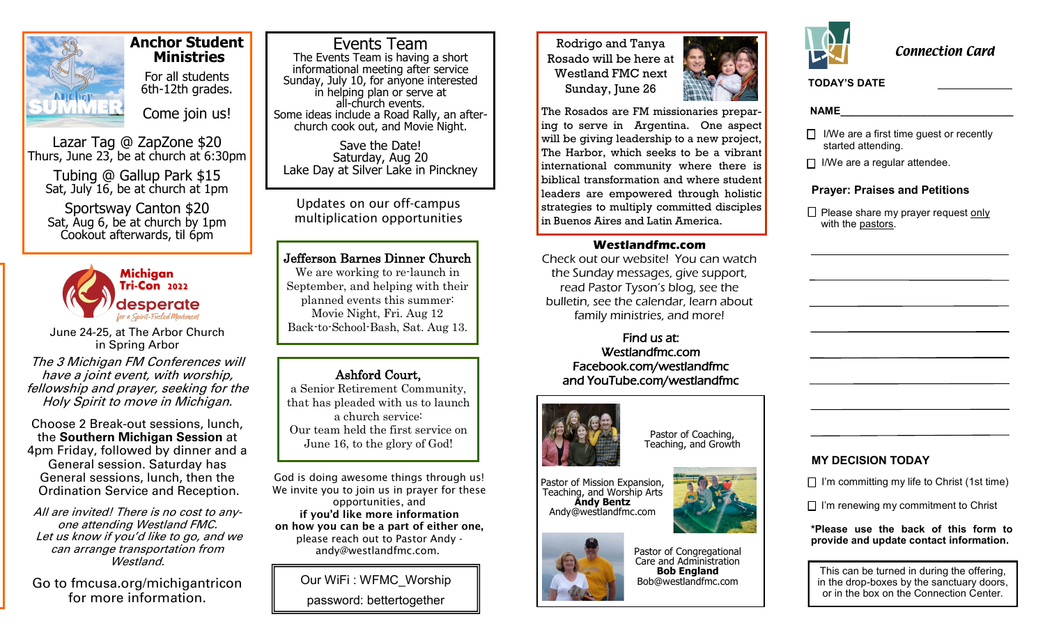## Anchor Student Ministries

For all students 6th-12th grades.

Come join us!

Lazar Tag @ ZapZone $20
Thurs, June 23, be at church at 6:30pm

Tubing @ Gallup Park $15
Sat, July 16, be at church at 1pm

Sportsway Canton $20
Sat, Aug 6, be at church by 1pm
Cookout afterwards, til 6pm

## Michigan Tri-Con 2022 desperate

*for a Spirit-Fueled Movement*

June 24-25, at The Arbor Church in Spring Arbor

*The 3 Michigan FM Conferences will have a joint event, with worship, fellowship and prayer, seeking for the Holy Spirit to move in Michigan.*

Choose 2 Break-out sessions, lunch, the **Southern Michigan Session** at 4pm Friday, followed by dinner and a General session. Saturday has General sessions, lunch, then the Ordination Service and Reception.

*All are invited! There is no cost to anyone attending Westland FMC. Let us know if you'd like to go, and we can arrange transportation from Westland.*

Go to fmcusa.org/michigantricon for more information.

## Events Team

The Events Team is having a short informational meeting after service Sunday, July 10, for anyone interested in helping plan or serve at all-church events.
Some ideas include a Road Rally, an after-church cook out, and Movie Night.

Save the Date!
Saturday, Aug 20
Lake Day at Silver Lake in Pinckney

Updates on our off-campus multiplication opportunities

### Jefferson Barnes Dinner Church

We are working to re-launch in September, and helping with their planned events this summer:
Movie Night, Fri. Aug 12
Back-to-School-Bash, Sat. Aug 13.

### Ashford Court,

a Senior Retirement Community, that has pleaded with us to launch a church service:
Our team held the first service on June 16, to the glory of God!

God is doing awesome things through us! We invite you to join us in prayer for these opportunities, and **if you'd like more information on how you can be a part of either one,** please reach out to Pastor Andy - andy@westlandfmc.com.

Our WiFi : WFMC_Worship
password: bettertogether

Rodrigo and Tanya Rosado will be here at Westland FMC next Sunday, June 26

The Rosados are FM missionaries preparing to serve in Argentina. One aspect will be giving leadership to a new project, The Harbor, which seeks to be a vibrant international community where there is biblical transformation and where student leaders are empowered through holistic strategies to multiply committed disciples in Buenos Aires and Latin America.

**Westlandfmc.com**

Check out our website! You can watch the Sunday messages, give support, read Pastor Tyson's blog, see the bulletin, see the calendar, learn about family ministries, and more!

Find us at:
Westlandfmc.com
Facebook.com/westlandfmc
and YouTube.com/westlandfmc

Pastor of Coaching, Teaching, and Growth

Pastor of Mission Expansion, Teaching, and Worship Arts
**Andy Bentz**
Andy@westlandfmc.com

Pastor of Congregational Care and Administration
**Bob England**
Bob@westlandfmc.com

## Connection Card

TODAY'S DATE ____________

NAME ____________________________

- ☐ I/We are a first time guest or recently started attending.
- ☐ I/We are a regular attendee.

### Prayer: Praises and Petitions

- ☐ Please share my prayer request only with the pastors.

________________________________
________________________________
________________________________
________________________________
________________________________
________________________________
________________________________
________________________________

### MY DECISION TODAY

- ☐ I'm committing my life to Christ (1st time)
- ☐ I'm renewing my commitment to Christ

**\*Please use the back of this form to provide and update contact information.**

This can be turned in during the offering, in the drop-boxes by the sanctuary doors, or in the box on the Connection Center.